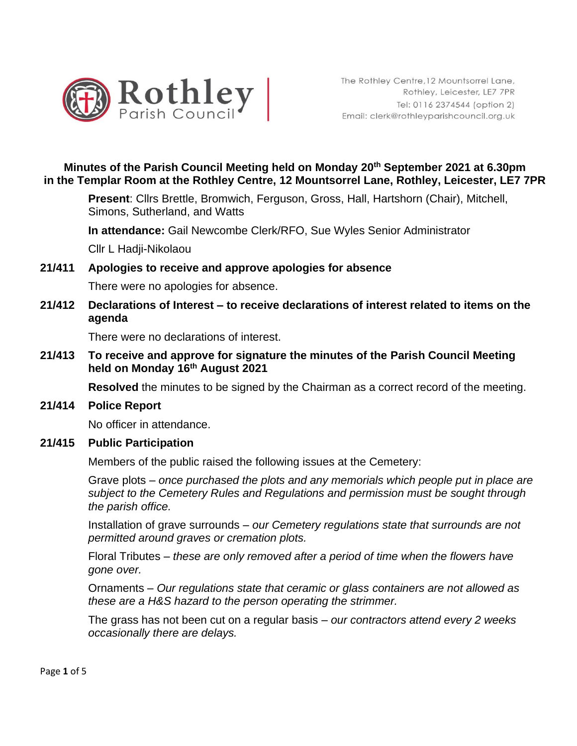The Rothley Centre, 12 Mountsorrel Lane, Rothley, Leicester, LE7 7PR
Tel: 0116 2374544 (option 2)
Email: clerk@rothleyparishcouncil.org.uk

# Minutes of the Parish Council Meeting held on Monday 20th September 2021 at 6.30pm in the Templar Room at the Rothley Centre, 12 Mountsorrel Lane, Rothley, Leicester, LE7 7PR

**Present**: Cllrs Brettle, Bromwich, Ferguson, Gross, Hall, Hartshorn (Chair), Mitchell, Simons, Sutherland, and Watts

**In attendance:** Gail Newcombe Clerk/RFO, Sue Wyles Senior Administrator

Cllr L Hadji-Nikolaou

**21/411 Apologies to receive and approve apologies for absence**

There were no apologies for absence.

**21/412 Declarations of Interest – to receive declarations of interest related to items on the agenda**

There were no declarations of interest.

**21/413 To receive and approve for signature the minutes of the Parish Council Meeting held on Monday 16th August 2021**

**Resolved** the minutes to be signed by the Chairman as a correct record of the meeting.

**21/414 Police Report**

No officer in attendance.

**21/415 Public Participation**

Members of the public raised the following issues at the Cemetery:

Grave plots – *once purchased the plots and any memorials which people put in place are subject to the Cemetery Rules and Regulations and permission must be sought through the parish office.*

Installation of grave surrounds – *our Cemetery regulations state that surrounds are not permitted around graves or cremation plots.*

Floral Tributes – *these are only removed after a period of time when the flowers have gone over.*

Ornaments – *Our regulations state that ceramic or glass containers are not allowed as these are a H&S hazard to the person operating the strimmer.*

The grass has not been cut on a regular basis – *our contractors attend every 2 weeks occasionally there are delays.*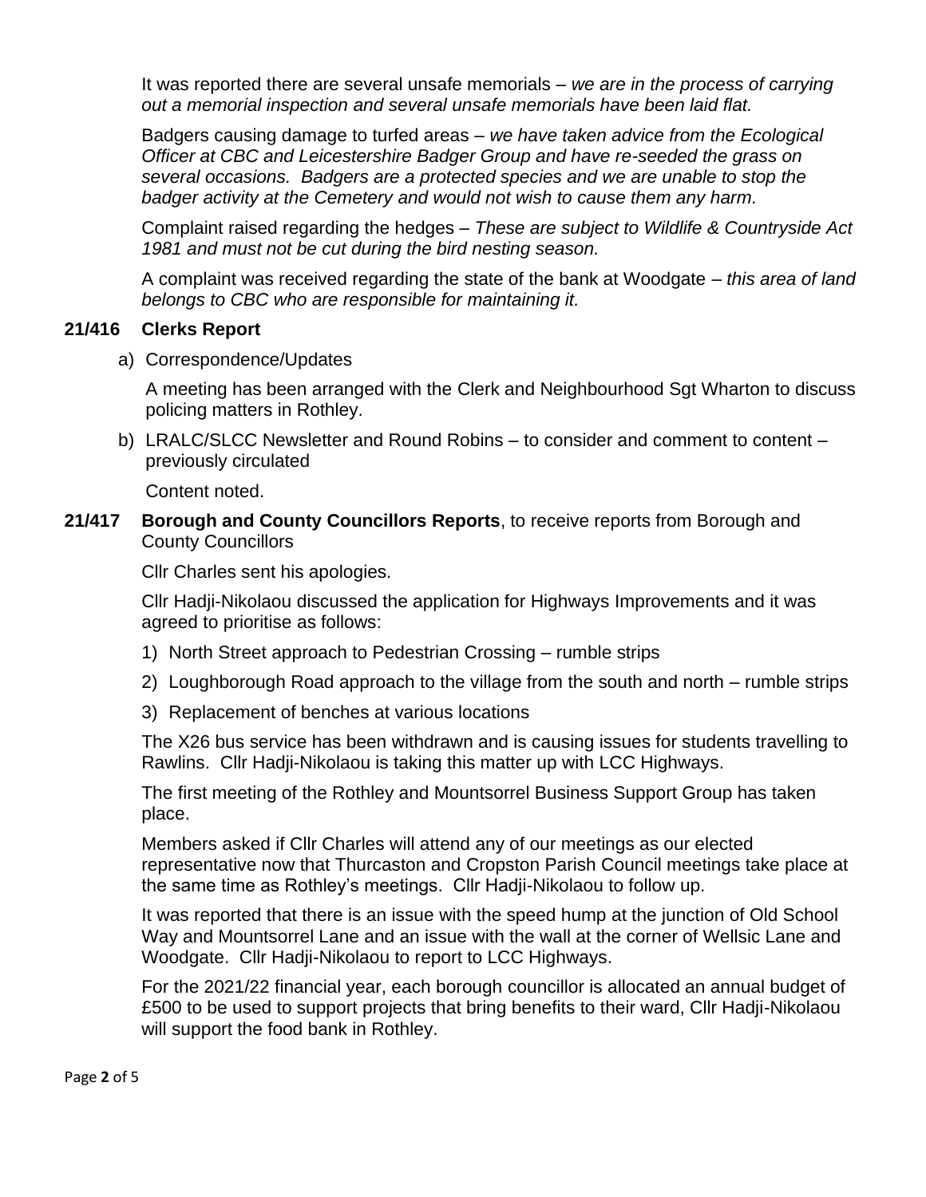It was reported there are several unsafe memorials – *we are in the process of carrying out a memorial inspection and several unsafe memorials have been laid flat.*

Badgers causing damage to turfed areas – *we have taken advice from the Ecological Officer at CBC and Leicestershire Badger Group and have re-seeded the grass on several occasions. Badgers are a protected species and we are unable to stop the badger activity at the Cemetery and would not wish to cause them any harm.*

Complaint raised regarding the hedges – *These are subject to Wildlife & Countryside Act 1981 and must not be cut during the bird nesting season.*

A complaint was received regarding the state of the bank at Woodgate – *this area of land belongs to CBC who are responsible for maintaining it.*

**21/416 Clerks Report**

a) Correspondence/Updates

A meeting has been arranged with the Clerk and Neighbourhood Sgt Wharton to discuss policing matters in Rothley.

b) LRALC/SLCC Newsletter and Round Robins – to consider and comment to content – previously circulated

Content noted.

**21/417 Borough and County Councillors Reports**, to receive reports from Borough and County Councillors

Cllr Charles sent his apologies.

Cllr Hadji-Nikolaou discussed the application for Highways Improvements and it was agreed to prioritise as follows:

1) North Street approach to Pedestrian Crossing – rumble strips
2) Loughborough Road approach to the village from the south and north – rumble strips
3) Replacement of benches at various locations

The X26 bus service has been withdrawn and is causing issues for students travelling to Rawlins. Cllr Hadji-Nikolaou is taking this matter up with LCC Highways.

The first meeting of the Rothley and Mountsorrel Business Support Group has taken place.

Members asked if Cllr Charles will attend any of our meetings as our elected representative now that Thurcaston and Cropston Parish Council meetings take place at the same time as Rothley's meetings. Cllr Hadji-Nikolaou to follow up.

It was reported that there is an issue with the speed hump at the junction of Old School Way and Mountsorrel Lane and an issue with the wall at the corner of Wellsic Lane and Woodgate. Cllr Hadji-Nikolaou to report to LCC Highways.

For the 2021/22 financial year, each borough councillor is allocated an annual budget of £500 to be used to support projects that bring benefits to their ward, Cllr Hadji-Nikolaou will support the food bank in Rothley.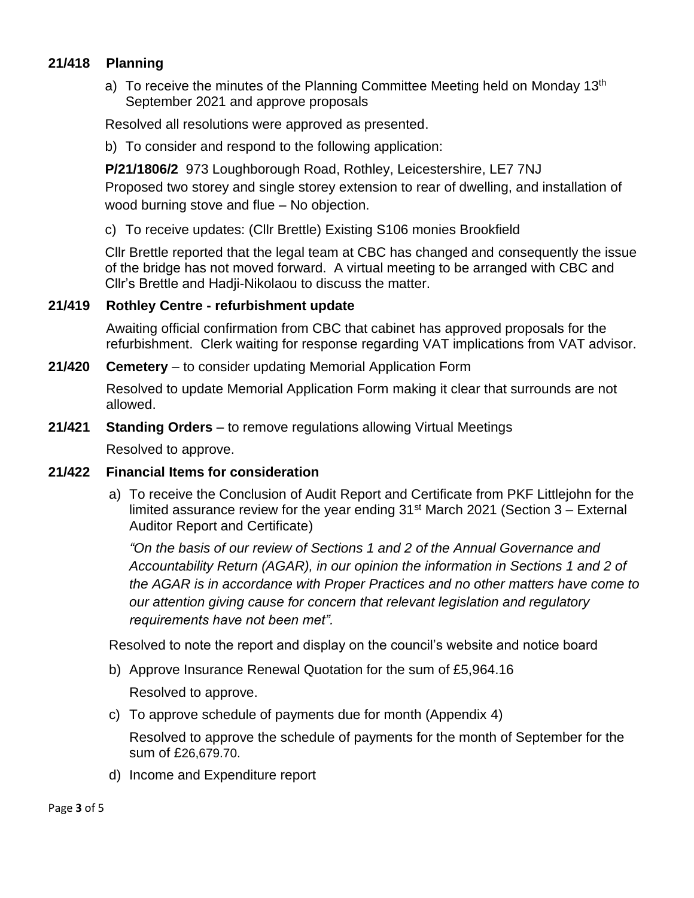## 21/418 Planning

a) To receive the minutes of the Planning Committee Meeting held on Monday 13th September 2021 and approve proposals

Resolved all resolutions were approved as presented.

b) To consider and respond to the following application:

**P/21/1806/2** 973 Loughborough Road, Rothley, Leicestershire, LE7 7NJ
Proposed two storey and single storey extension to rear of dwelling, and installation of wood burning stove and flue – No objection.

c) To receive updates: (Cllr Brettle) Existing S106 monies Brookfield

Cllr Brettle reported that the legal team at CBC has changed and consequently the issue of the bridge has not moved forward. A virtual meeting to be arranged with CBC and Cllr's Brettle and Hadji-Nikolaou to discuss the matter.

## 21/419 Rothley Centre - refurbishment update

Awaiting official confirmation from CBC that cabinet has approved proposals for the refurbishment. Clerk waiting for response regarding VAT implications from VAT advisor.

## 21/420 Cemetery – to consider updating Memorial Application Form

Resolved to update Memorial Application Form making it clear that surrounds are not allowed.

## 21/421 Standing Orders – to remove regulations allowing Virtual Meetings

Resolved to approve.

## 21/422 Financial Items for consideration

a) To receive the Conclusion of Audit Report and Certificate from PKF Littlejohn for the limited assurance review for the year ending 31st March 2021 (Section 3 – External Auditor Report and Certificate)

*"On the basis of our review of Sections 1 and 2 of the Annual Governance and Accountability Return (AGAR), in our opinion the information in Sections 1 and 2 of the AGAR is in accordance with Proper Practices and no other matters have come to our attention giving cause for concern that relevant legislation and regulatory requirements have not been met".*

Resolved to note the report and display on the council's website and notice board

b) Approve Insurance Renewal Quotation for the sum of £5,964.16

Resolved to approve.

c) To approve schedule of payments due for month (Appendix 4)

Resolved to approve the schedule of payments for the month of September for the sum of £26,679.70.

d) Income and Expenditure report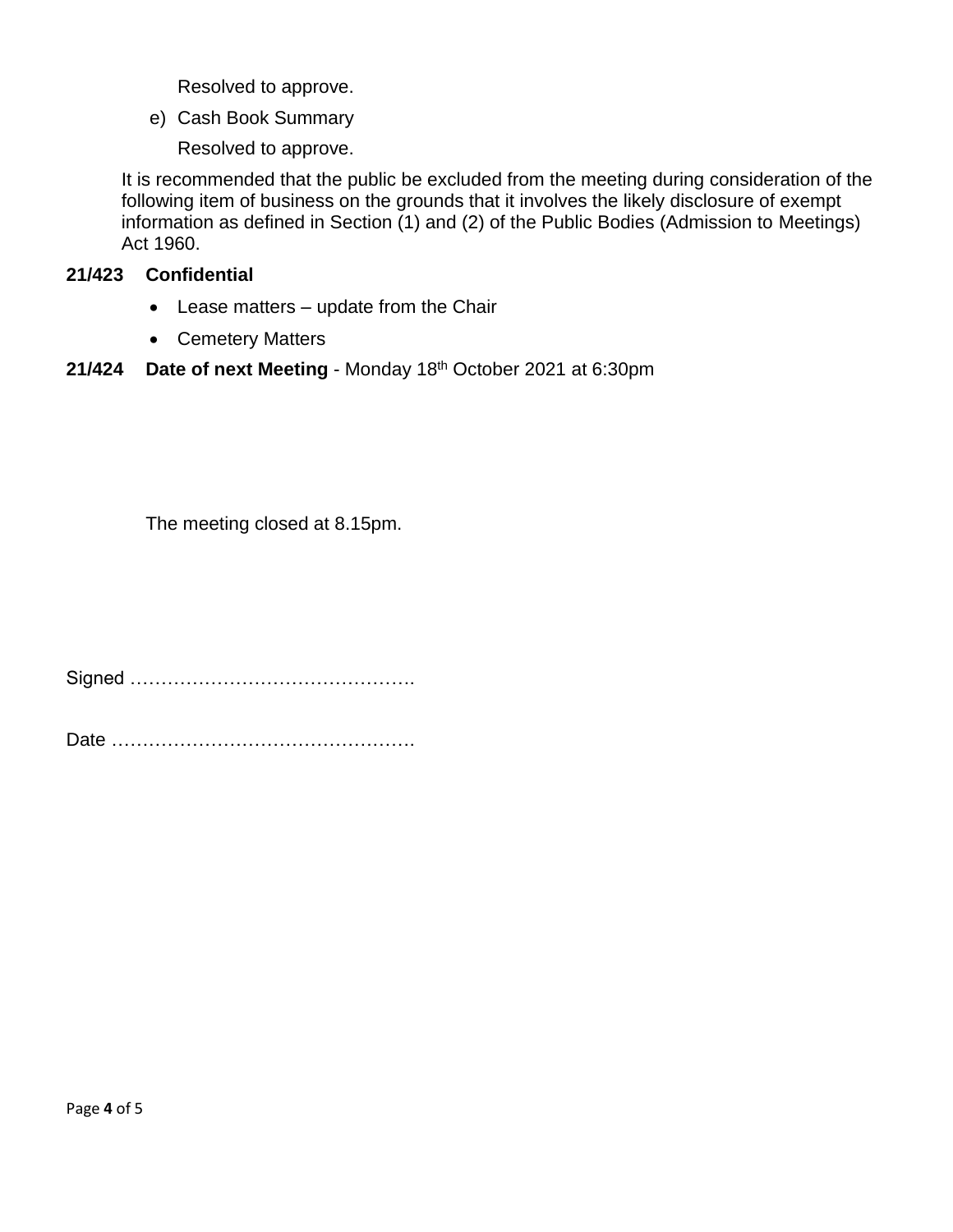Resolved to approve.

e) Cash Book Summary

   Resolved to approve.

It is recommended that the public be excluded from the meeting during consideration of the following item of business on the grounds that it involves the likely disclosure of exempt information as defined in Section (1) and (2) of the Public Bodies (Admission to Meetings) Act 1960.

**21/423 Confidential**

- Lease matters – update from the Chair
- Cemetery Matters

**21/424 Date of next Meeting** - Monday 18th October 2021 at 6:30pm

The meeting closed at 8.15pm.

Signed ……………………………………….

Date ………………………………………….